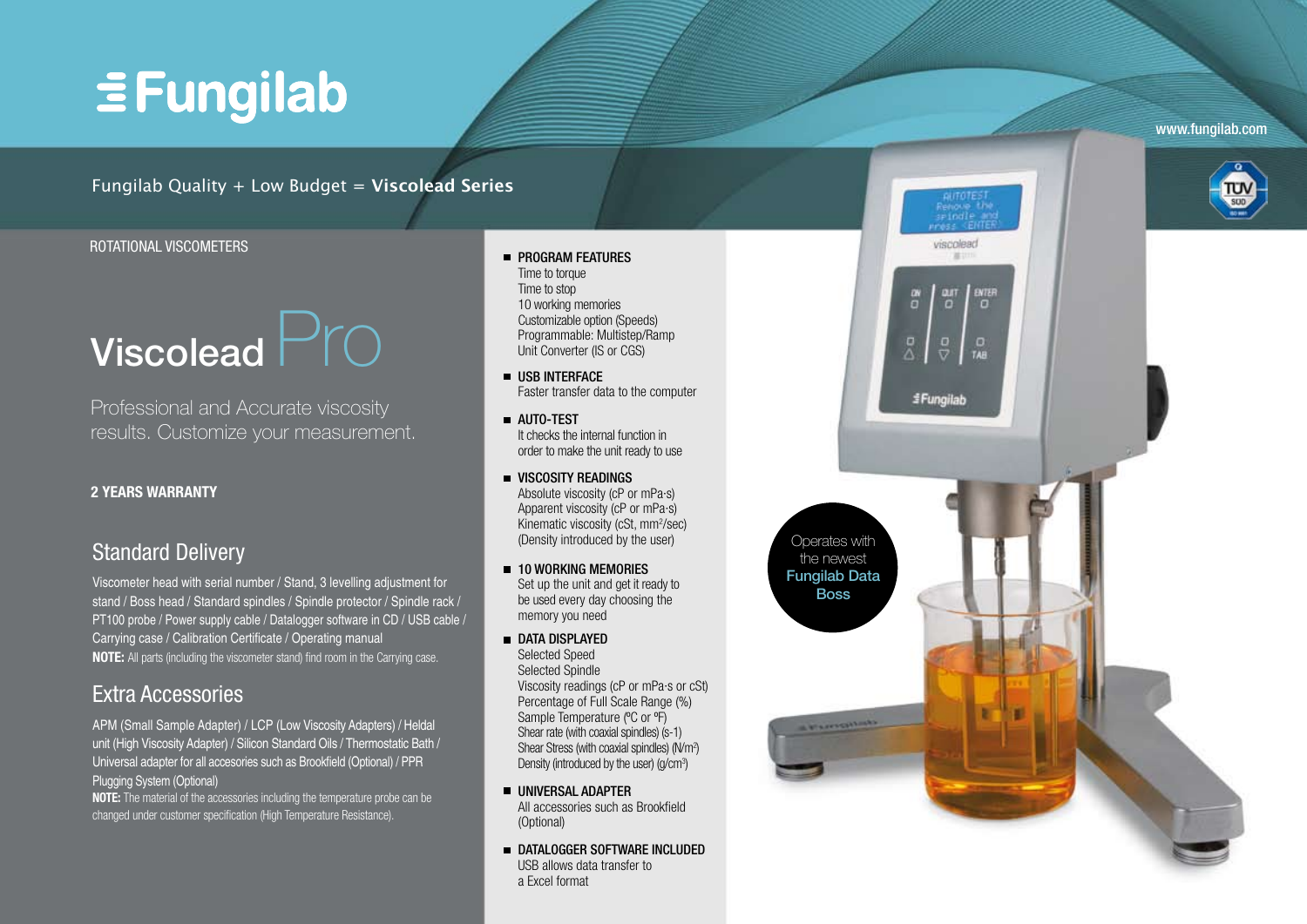# Fungilab

www.fungilab.com

Fungilab Quality + Low Budget = **Viscolead Series**

ROTATIONAL VISCOMETERS

## Viscolead Pro

Professional and Accurate viscosity results. Customize your measurement.

**2 YEARS WARRANTY**

## Standard Delivery

Viscometer head with serial number / Stand, 3 levelling adjustment for stand / Boss head / Standard spindles / Spindle protector / Spindle rack / PT100 probe / Power supply cable / Datalogger software in CD / USB cable / Carrying case / Calibration Certificate / Operating manual

**NOTE:** All parts (including the viscometer stand) find room in the Carrying case.

## Extra Accessories

APM (Small Sample Adapter) / LCP (Low Viscosity Adapters) / Heldal unit (High Viscosity Adapter) / Silicon Standard Oils / Thermostatic Bath / Universal adapter for all accesories such as Brookfield (Optional) / PPR Plugging System (Optional)

**NOTE:** The material of the accessories including the temperature probe can be changed under customer specification (High Temperature Resistance).

- **PROGRAM FEATURES**
  Time to torque
  Time to stop
  10 working memories
  Customizable option (Speeds)
  Programmable: Multistep/Ramp
  Unit Converter (IS or CGS)
- **USB INTERFACE**
  Faster transfer data to the computer
- **AUTO-TEST**
  It checks the internal function in order to make the unit ready to use
- **VISCOSITY READINGS**
  Absolute viscosity (cP or mPa·s)
  Apparent viscosity (cP or mPa·s)
  Kinematic viscosity (cSt, $mm^2$/sec)
  (Density introduced by the user)
- **10 WORKING MEMORIES**
  Set up the unit and get it ready to be used every day choosing the memory you need
- **DATA DISPLAYED**
  Selected Speed
  Selected Spindle
  Viscosity readings (cP or mPa·s or cSt)
  Percentage of Full Scale Range (%)
  Sample Temperature (ºC or ºF)
  Shear rate (with coaxial spindles) ($s^{-1}$)
  Shear Stress (with coaxial spindles) ($N/m^2$)
  Density (introduced by the user) ($g/cm^3$)
- **UNIVERSAL ADAPTER**
  All accessories such as Brookfield (Optional)
- **DATALOGGER SOFTWARE INCLUDED**
  USB allows data transfer to a Excel format

Operates with the newest **Fungilab Data Boss**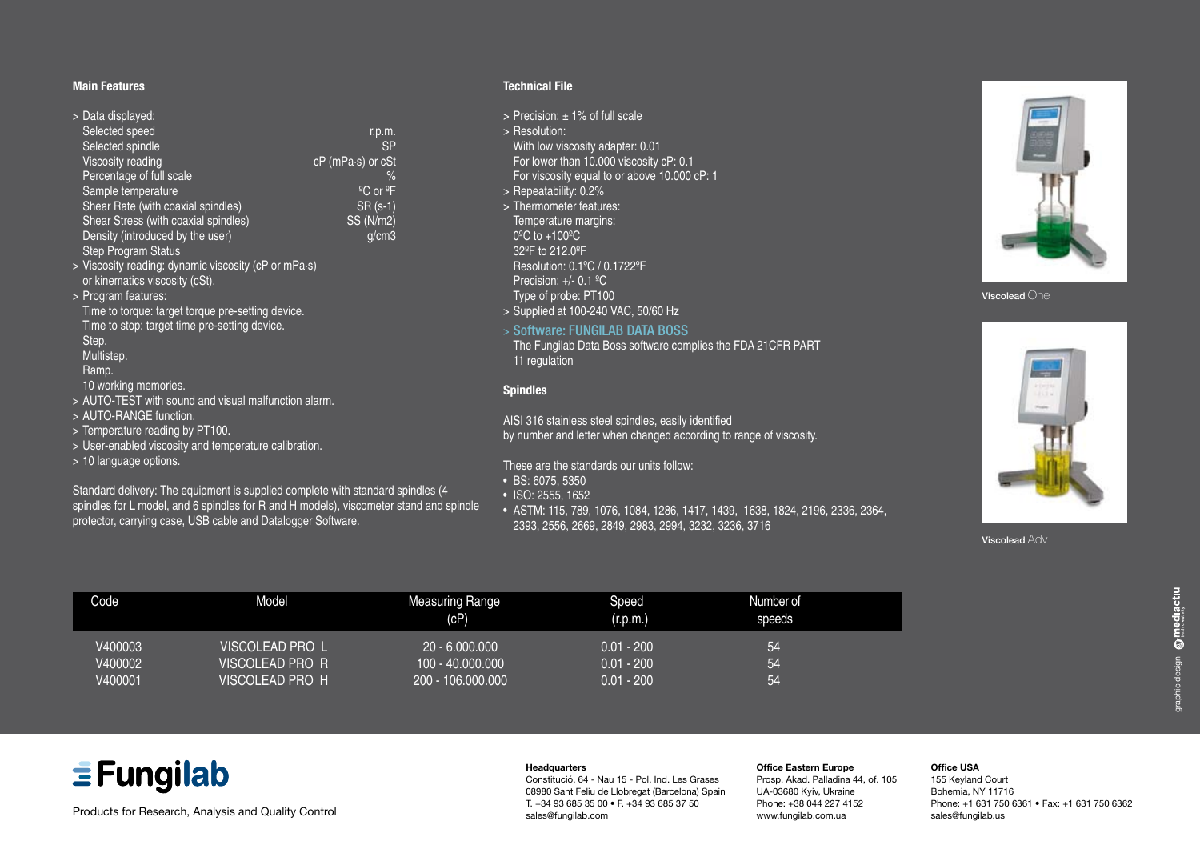## Main Features

> Data displayed:

| | |
|---|---|
| Selected speed | r.p.m. |
| Selected spindle | SP |
| Viscosity reading | cP (mPa·s) or cSt |
| Percentage of full scale | % |
| Sample temperature | ºC or ºF |
| Shear Rate (with coaxial spindles) | SR (s-1) |
| Shear Stress (with coaxial spindles) | SS (N/m2) |
| Density (introduced by the user) | g/cm3 |
| Step Program Status | |

> Viscosity reading: dynamic viscosity (cP or mPa·s) or kinematics viscosity (cSt).

> Program features:
Time to torque: target torque pre-setting device.
Time to stop: target time pre-setting device.
Step.
Multistep.
Ramp.
10 working memories.

> AUTO-TEST with sound and visual malfunction alarm.

> AUTO-RANGE function.

> Temperature reading by PT100.

> User-enabled viscosity and temperature calibration.

> 10 language options.

Standard delivery: The equipment is supplied complete with standard spindles (4 spindles for L model, and 6 spindles for R and H models), viscometer stand and spindle protector, carrying case, USB cable and Datalogger Software.

## Technical File

> Precision: ± 1% of full scale

> Resolution:
With low viscosity adapter: 0.01
For lower than 10.000 viscosity cP: 0.1
For viscosity equal to or above 10.000 cP: 1

> Repeatability: 0.2%

> Thermometer features:
Temperature margins:
0ºC to +100ºC
32ºF to 212.0ºF
Resolution: 0.1ºC / 0.1722ºF
Precision: +/- 0.1 ºC
Type of probe: PT100

> Supplied at 100-240 VAC, 50/60 Hz

> **Software: FUNGILAB DATA BOSS**
The Fungilab Data Boss software complies the FDA 21CFR PART 11 regulation

## Spindles

AISI 316 stainless steel spindles, easily identified by number and letter when changed according to range of viscosity.

These are the standards our units follow:

- BS: 6075, 5350
- ISO: 2555, 1652
- ASTM: 115, 789, 1076, 1084, 1286, 1417, 1439, 1638, 1824, 2196, 2336, 2364, 2393, 2556, 2669, 2849, 2983, 2994, 3232, 3236, 3716

Viscolead One

Viscolead Adv

| Code | Model | Measuring Range (cP) | Speed (r.p.m.) | Number of speeds |
|---|---|---|---|---|
| V400003 | VISCOLEAD PRO L | 20 - 6.000.000 | 0.01 - 200 | 54 |
| V400002 | VISCOLEAD PRO R | 100 - 40.000.000 | 0.01 - 200 | 54 |
| V400001 | VISCOLEAD PRO H | 200 - 106.000.000 | 0.01 - 200 | 54 |

graphic design mediactu

**Fungilab**

Products for Research, Analysis and Quality Control

**Headquarters**
Constitució, 64 - Nau 15 - Pol. Ind. Les Grases
08980 Sant Feliu de Llobregat (Barcelona) Spain
T. +34 93 685 35 00 • F. +34 93 685 37 50
sales@fungilab.com

**Office Eastern Europe**
Prosp. Akad. Palladina 44, of. 105
UA-03680 Kyiv, Ukraine
Phone: +38 044 227 4152
www.fungilab.com.ua

**Office USA**
155 Keyland Court
Bohemia, NY 11716
Phone: +1 631 750 6361 • Fax: +1 631 750 6362
sales@fungilab.us